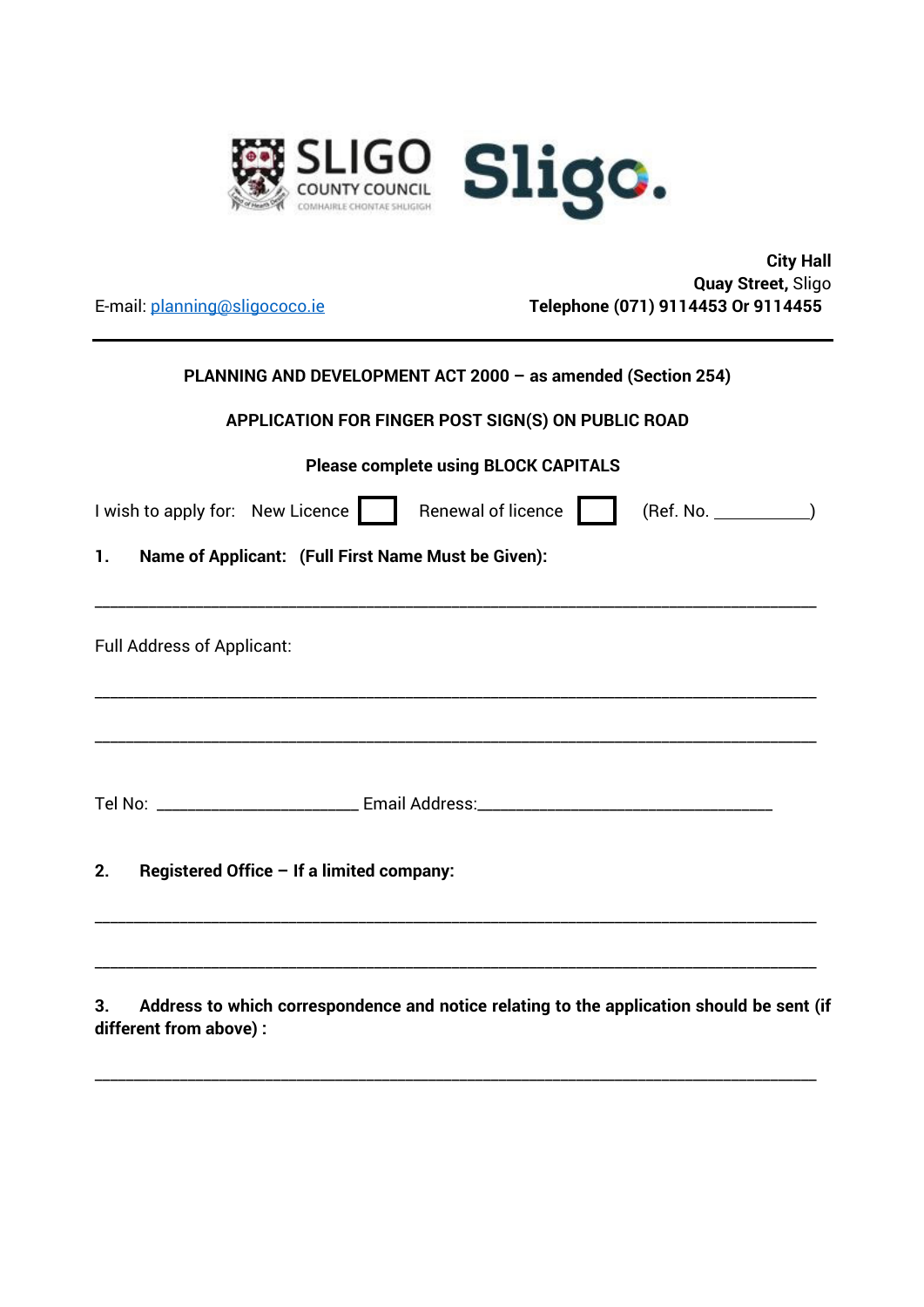SLIGO COUNTY COUNCIL
COMHAIRLE CHONTAE SHLIGIGH

Sligo.

**City Hall**
**Quay Street,** Sligo

E-mail: planning@sligococo.ie
**Telephone (071) 9114453 Or 9114455**

---

**PLANNING AND DEVELOPMENT ACT 2000 – as amended (Section 254)**

**APPLICATION FOR FINGER POST SIGN(S) ON PUBLIC ROAD**

**Please complete using BLOCK CAPITALS**

I wish to apply for: New Licence ☐ Renewal of licence ☐ (Ref. No. ___________)

**1. Name of Applicant: (Full First Name Must be Given):**

_______________________________________________________________________________

Full Address of Applicant:

_______________________________________________________________________________

_______________________________________________________________________________

Tel No: ________________________ Email Address:___________________________________

**2. Registered Office – If a limited company:**

_______________________________________________________________________________

_______________________________________________________________________________

**3. Address to which correspondence and notice relating to the application should be sent (if different from above) :**

_______________________________________________________________________________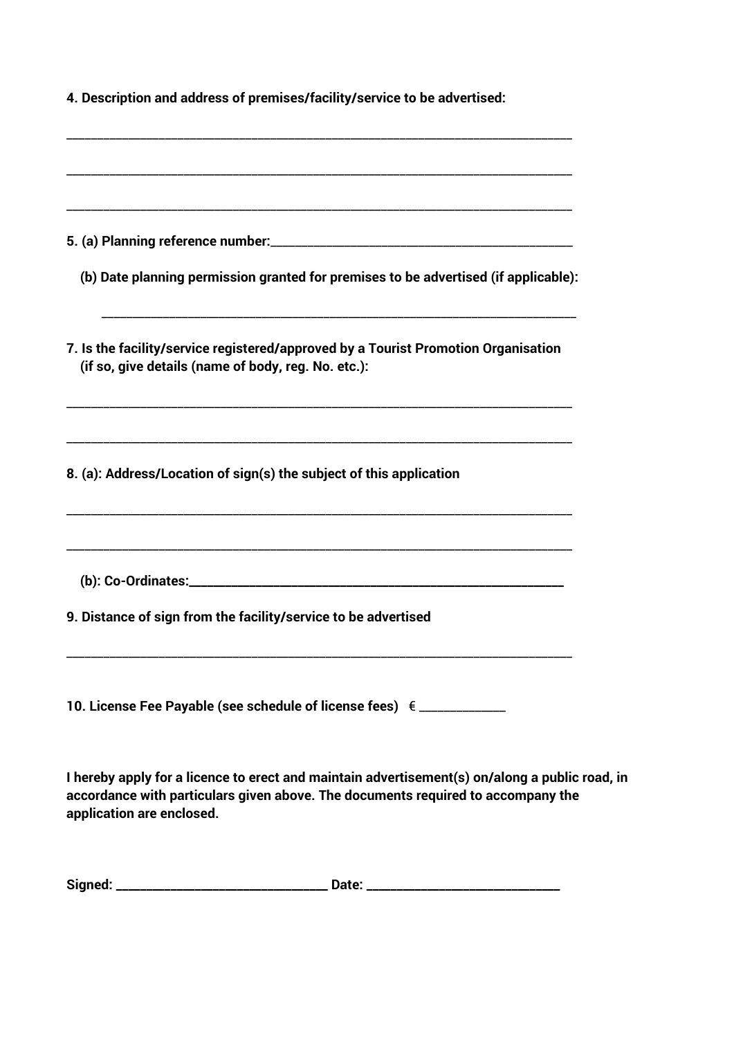**4. Description and address of premises/facility/service to be advertised:**

\_\_\_\_\_\_\_\_\_\_\_\_\_\_\_\_\_\_\_\_\_\_\_\_\_\_\_\_\_\_\_\_\_\_\_\_\_\_\_\_\_\_\_\_\_\_\_\_\_\_\_\_\_\_\_\_\_\_\_\_\_\_\_\_\_\_\_\_\_\_\_\_\_\_\_\_\_\_

\_\_\_\_\_\_\_\_\_\_\_\_\_\_\_\_\_\_\_\_\_\_\_\_\_\_\_\_\_\_\_\_\_\_\_\_\_\_\_\_\_\_\_\_\_\_\_\_\_\_\_\_\_\_\_\_\_\_\_\_\_\_\_\_\_\_\_\_\_\_\_\_\_\_\_\_\_\_

\_\_\_\_\_\_\_\_\_\_\_\_\_\_\_\_\_\_\_\_\_\_\_\_\_\_\_\_\_\_\_\_\_\_\_\_\_\_\_\_\_\_\_\_\_\_\_\_\_\_\_\_\_\_\_\_\_\_\_\_\_\_\_\_\_\_\_\_\_\_\_\_\_\_\_\_\_\_

**5. (a) Planning reference number:**\_\_\_\_\_\_\_\_\_\_\_\_\_\_\_\_\_\_\_\_\_\_\_\_\_\_\_\_\_\_\_\_\_\_\_\_\_\_\_\_\_\_\_\_\_\_

**(b) Date planning permission granted for premises to be advertised (if applicable):**

\_\_\_\_\_\_\_\_\_\_\_\_\_\_\_\_\_\_\_\_\_\_\_\_\_\_\_\_\_\_\_\_\_\_\_\_\_\_\_\_\_\_\_\_\_\_\_\_\_\_\_\_\_\_\_\_\_\_\_\_\_\_\_\_\_\_\_\_\_\_\_\_\_\_

**7. Is the facility/service registered/approved by a Tourist Promotion Organisation (if so, give details (name of body, reg. No. etc.):**

\_\_\_\_\_\_\_\_\_\_\_\_\_\_\_\_\_\_\_\_\_\_\_\_\_\_\_\_\_\_\_\_\_\_\_\_\_\_\_\_\_\_\_\_\_\_\_\_\_\_\_\_\_\_\_\_\_\_\_\_\_\_\_\_\_\_\_\_\_\_\_\_\_\_\_\_\_\_

\_\_\_\_\_\_\_\_\_\_\_\_\_\_\_\_\_\_\_\_\_\_\_\_\_\_\_\_\_\_\_\_\_\_\_\_\_\_\_\_\_\_\_\_\_\_\_\_\_\_\_\_\_\_\_\_\_\_\_\_\_\_\_\_\_\_\_\_\_\_\_\_\_\_\_\_\_\_

**8. (a): Address/Location of sign(s) the subject of this application**

\_\_\_\_\_\_\_\_\_\_\_\_\_\_\_\_\_\_\_\_\_\_\_\_\_\_\_\_\_\_\_\_\_\_\_\_\_\_\_\_\_\_\_\_\_\_\_\_\_\_\_\_\_\_\_\_\_\_\_\_\_\_\_\_\_\_\_\_\_\_\_\_\_\_\_\_\_\_

\_\_\_\_\_\_\_\_\_\_\_\_\_\_\_\_\_\_\_\_\_\_\_\_\_\_\_\_\_\_\_\_\_\_\_\_\_\_\_\_\_\_\_\_\_\_\_\_\_\_\_\_\_\_\_\_\_\_\_\_\_\_\_\_\_\_\_\_\_\_\_\_\_\_\_\_\_\_

**(b): Co-Ordinates:**\_\_\_\_\_\_\_\_\_\_\_\_\_\_\_\_\_\_\_\_\_\_\_\_\_\_\_\_\_\_\_\_\_\_\_\_\_\_\_\_\_\_\_\_\_\_\_\_\_\_\_\_\_\_\_\_\_\_

**9. Distance of sign from the facility/service to be advertised**

\_\_\_\_\_\_\_\_\_\_\_\_\_\_\_\_\_\_\_\_\_\_\_\_\_\_\_\_\_\_\_\_\_\_\_\_\_\_\_\_\_\_\_\_\_\_\_\_\_\_\_\_\_\_\_\_\_\_\_\_\_\_\_\_\_\_\_\_\_\_\_\_\_\_\_\_\_\_

**10. License Fee Payable (see schedule of license fees)** € \_\_\_\_\_\_\_\_\_\_\_\_\_\_

**I hereby apply for a licence to erect and maintain advertisement(s) on/along a public road, in accordance with particulars given above. The documents required to accompany the application are enclosed.**

**Signed:** \_\_\_\_\_\_\_\_\_\_\_\_\_\_\_\_\_\_\_\_\_\_\_\_\_\_\_\_\_\_\_\_\_\_ **Date:** \_\_\_\_\_\_\_\_\_\_\_\_\_\_\_\_\_\_\_\_\_\_\_\_\_\_\_\_\_\_\_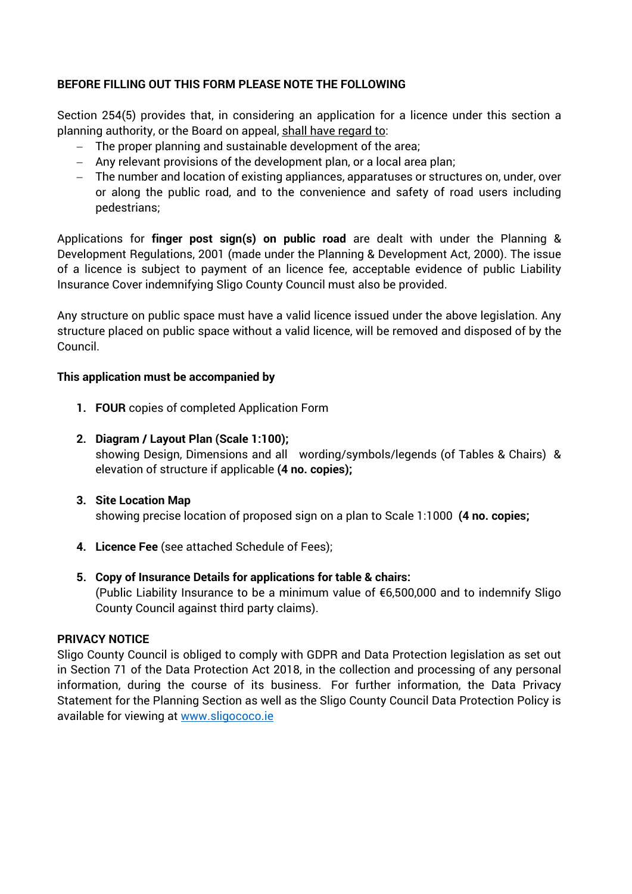**BEFORE FILLING OUT THIS FORM PLEASE NOTE THE FOLLOWING**

Section 254(5) provides that, in considering an application for a licence under this section a planning authority, or the Board on appeal, shall have regard to:

- The proper planning and sustainable development of the area;
- Any relevant provisions of the development plan, or a local area plan;
- The number and location of existing appliances, apparatuses or structures on, under, over or along the public road, and to the convenience and safety of road users including pedestrians;

Applications for **finger post sign(s) on public road** are dealt with under the Planning & Development Regulations, 2001 (made under the Planning & Development Act, 2000). The issue of a licence is subject to payment of an licence fee, acceptable evidence of public Liability Insurance Cover indemnifying Sligo County Council must also be provided.

Any structure on public space must have a valid licence issued under the above legislation. Any structure placed on public space without a valid licence, will be removed and disposed of by the Council.

**This application must be accompanied by**

1. **FOUR** copies of completed Application Form

2. **Diagram / Layout Plan (Scale 1:100);**
   showing Design, Dimensions and all wording/symbols/legends (of Tables & Chairs) & elevation of structure if applicable **(4 no. copies);**

3. **Site Location Map**
   showing precise location of proposed sign on a plan to Scale 1:1000 **(4 no. copies;**

4. **Licence Fee** (see attached Schedule of Fees);

5. **Copy of Insurance Details for applications for table & chairs:**
   (Public Liability Insurance to be a minimum value of €6,500,000 and to indemnify Sligo County Council against third party claims).

**PRIVACY NOTICE**
Sligo County Council is obliged to comply with GDPR and Data Protection legislation as set out in Section 71 of the Data Protection Act 2018, in the collection and processing of any personal information, during the course of its business. For further information, the Data Privacy Statement for the Planning Section as well as the Sligo County Council Data Protection Policy is available for viewing at www.sligococo.ie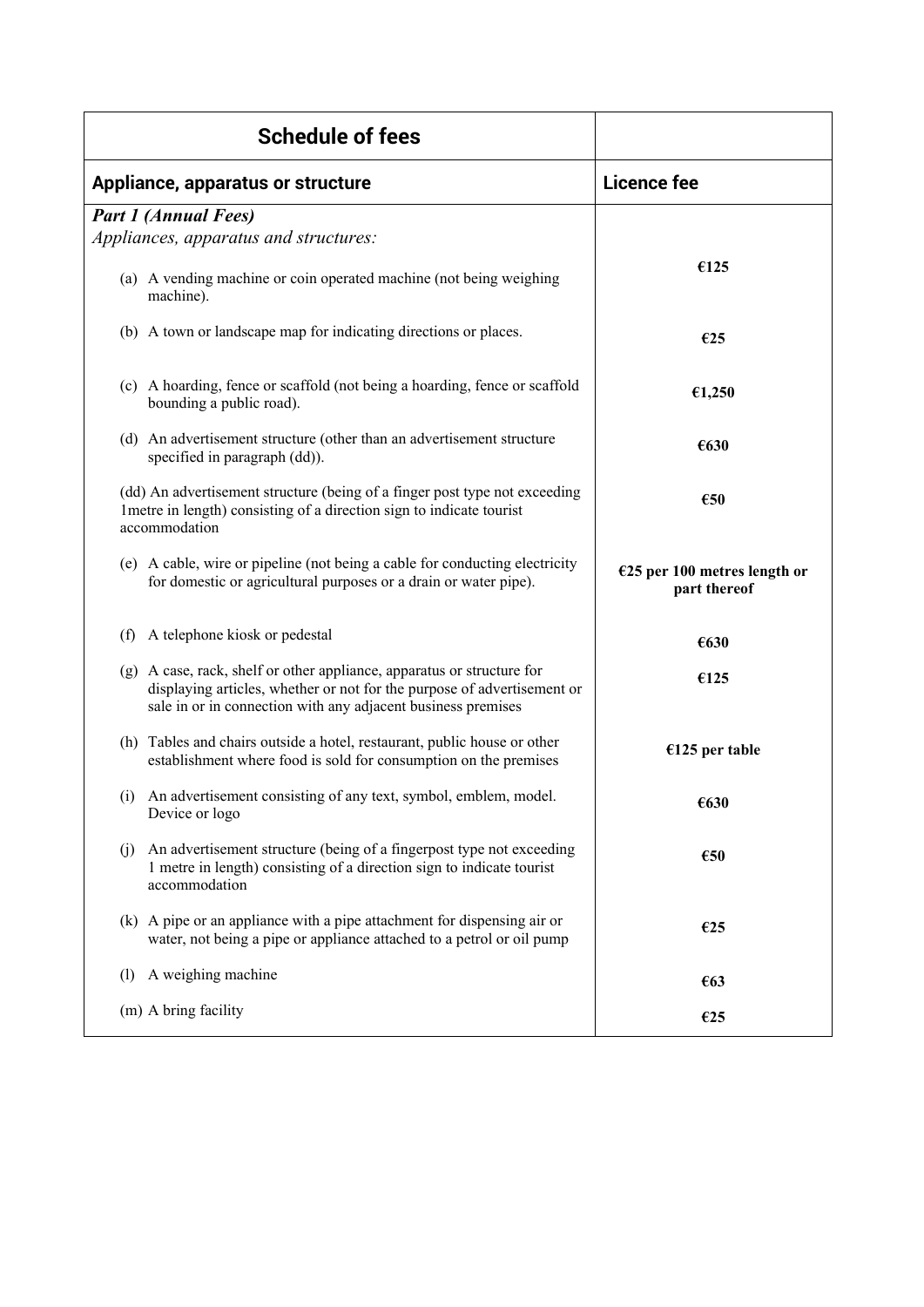| Schedule of fees | |
|---|---|
| **Appliance, apparatus or structure** | **Licence fee** |
| ***Part 1 (Annual Fees)*** <br> *Appliances, apparatus and structures:* | |
| (a) A vending machine or coin operated machine (not being weighing machine). | **€125** |
| (b) A town or landscape map for indicating directions or places. | **€25** |
| (c) A hoarding, fence or scaffold (not being a hoarding, fence or scaffold bounding a public road). | **€1,250** |
| (d) An advertisement structure (other than an advertisement structure specified in paragraph (dd)). | **€630** |
| (dd) An advertisement structure (being of a finger post type not exceeding 1metre in length) consisting of a direction sign to indicate tourist accommodation | **€50** |
| (e) A cable, wire or pipeline (not being a cable for conducting electricity for domestic or agricultural purposes or a drain or water pipe). | **€25 per 100 metres length or part thereof** |
| (f) A telephone kiosk or pedestal | **€630** |
| (g) A case, rack, shelf or other appliance, apparatus or structure for displaying articles, whether or not for the purpose of advertisement or sale in or in connection with any adjacent business premises | **€125** |
| (h) Tables and chairs outside a hotel, restaurant, public house or other establishment where food is sold for consumption on the premises | **€125 per table** |
| (i) An advertisement consisting of any text, symbol, emblem, model. Device or logo | **€630** |
| (j) An advertisement structure (being of a fingerpost type not exceeding 1 metre in length) consisting of a direction sign to indicate tourist accommodation | **€50** |
| (k) A pipe or an appliance with a pipe attachment for dispensing air or water, not being a pipe or appliance attached to a petrol or oil pump | **€25** |
| (l) A weighing machine | **€63** |
| (m) A bring facility | **€25** |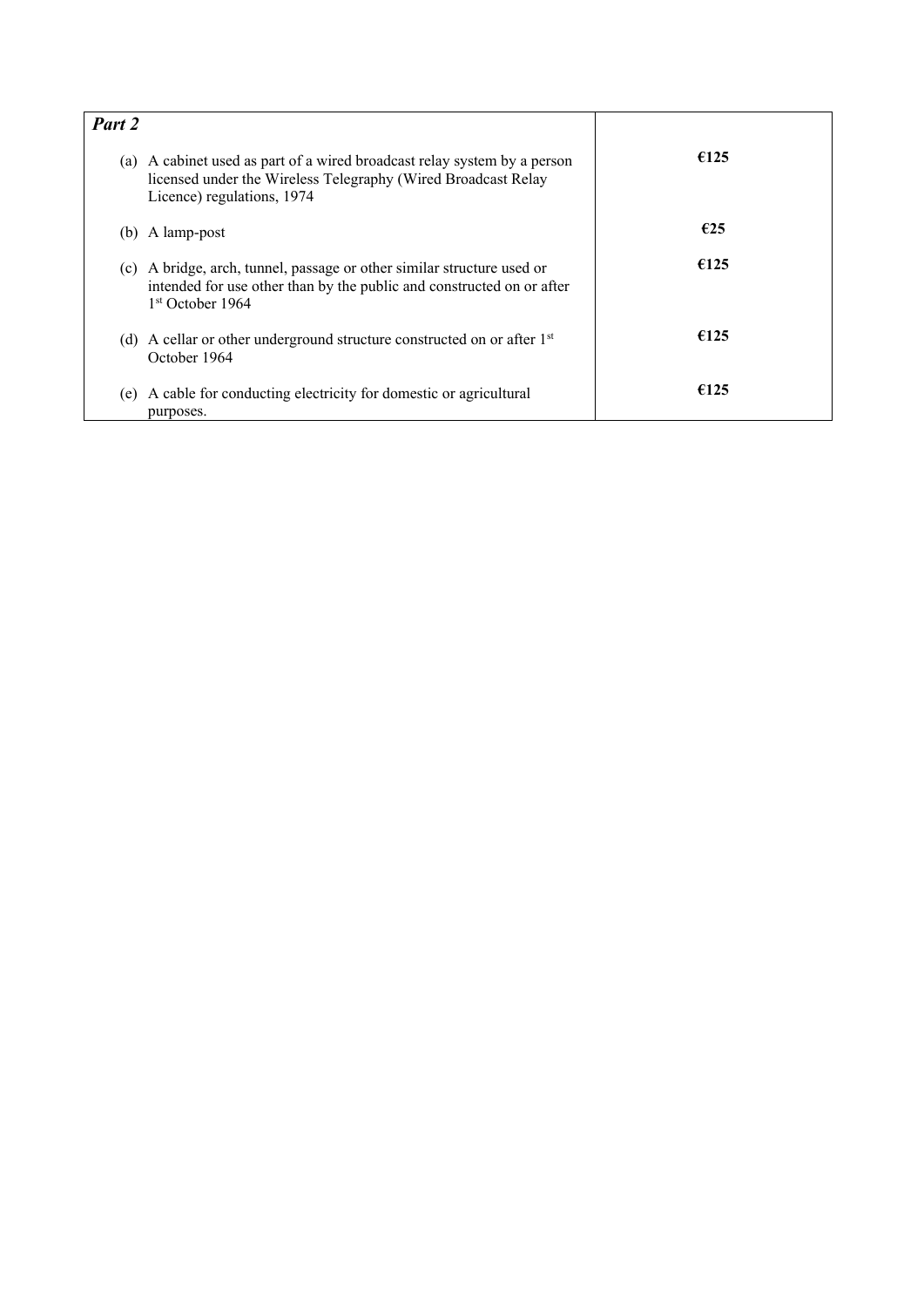| | |
|---|---|
| ***Part 2*** | |
| (a) A cabinet used as part of a wired broadcast relay system by a person licensed under the Wireless Telegraphy (Wired Broadcast Relay Licence) regulations, 1974 | **€125** |
| (b) A lamp-post | **€25** |
| (c) A bridge, arch, tunnel, passage or other similar structure used or intended for use other than by the public and constructed on or after 1st October 1964 | **€125** |
| (d) A cellar or other underground structure constructed on or after 1st October 1964 | **€125** |
| (e) A cable for conducting electricity for domestic or agricultural purposes. | **€125** |